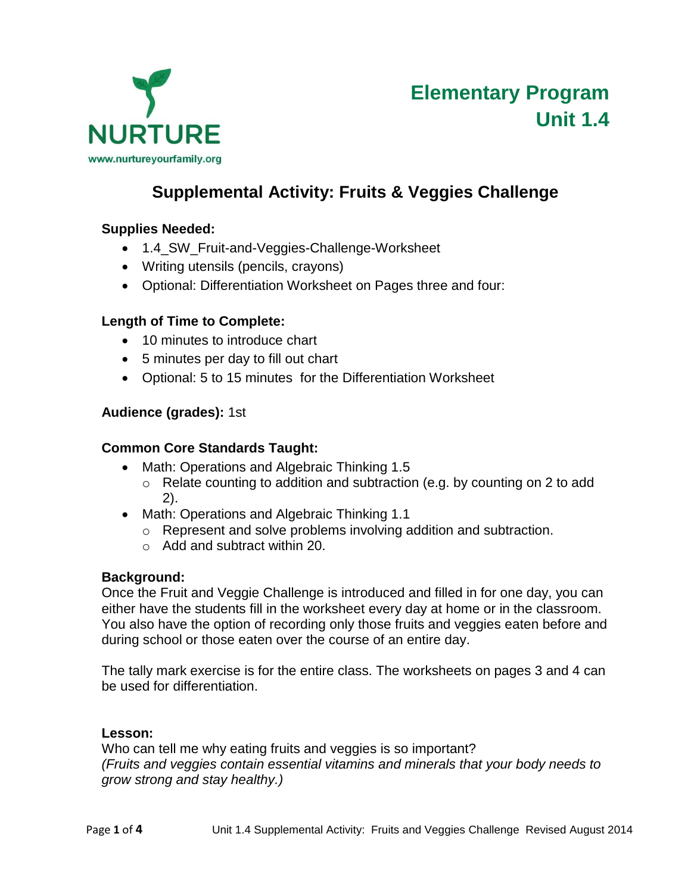NURTURE

www.nurtureyourfamily.org

# Elementary Program
# Unit 1.4

## Supplemental Activity: Fruits & Veggies Challenge

**Supplies Needed:**

- 1.4_SW_Fruit-and-Veggies-Challenge-Worksheet
- Writing utensils (pencils, crayons)
- Optional: Differentiation Worksheet on Pages three and four:

**Length of Time to Complete:**

- 10 minutes to introduce chart
- 5 minutes per day to fill out chart
- Optional: 5 to 15 minutes for the Differentiation Worksheet

**Audience (grades):** 1st

**Common Core Standards Taught:**

- Math: Operations and Algebraic Thinking 1.5
  - Relate counting to addition and subtraction (e.g. by counting on 2 to add 2).
- Math: Operations and Algebraic Thinking 1.1
  - Represent and solve problems involving addition and subtraction.
  - Add and subtract within 20.

**Background:**

Once the Fruit and Veggie Challenge is introduced and filled in for one day, you can either have the students fill in the worksheet every day at home or in the classroom. You also have the option of recording only those fruits and veggies eaten before and during school or those eaten over the course of an entire day.

The tally mark exercise is for the entire class. The worksheets on pages 3 and 4 can be used for differentiation.

**Lesson:**

Who can tell me why eating fruits and veggies is so important?
*(Fruits and veggies contain essential vitamins and minerals that your body needs to grow strong and stay healthy.)*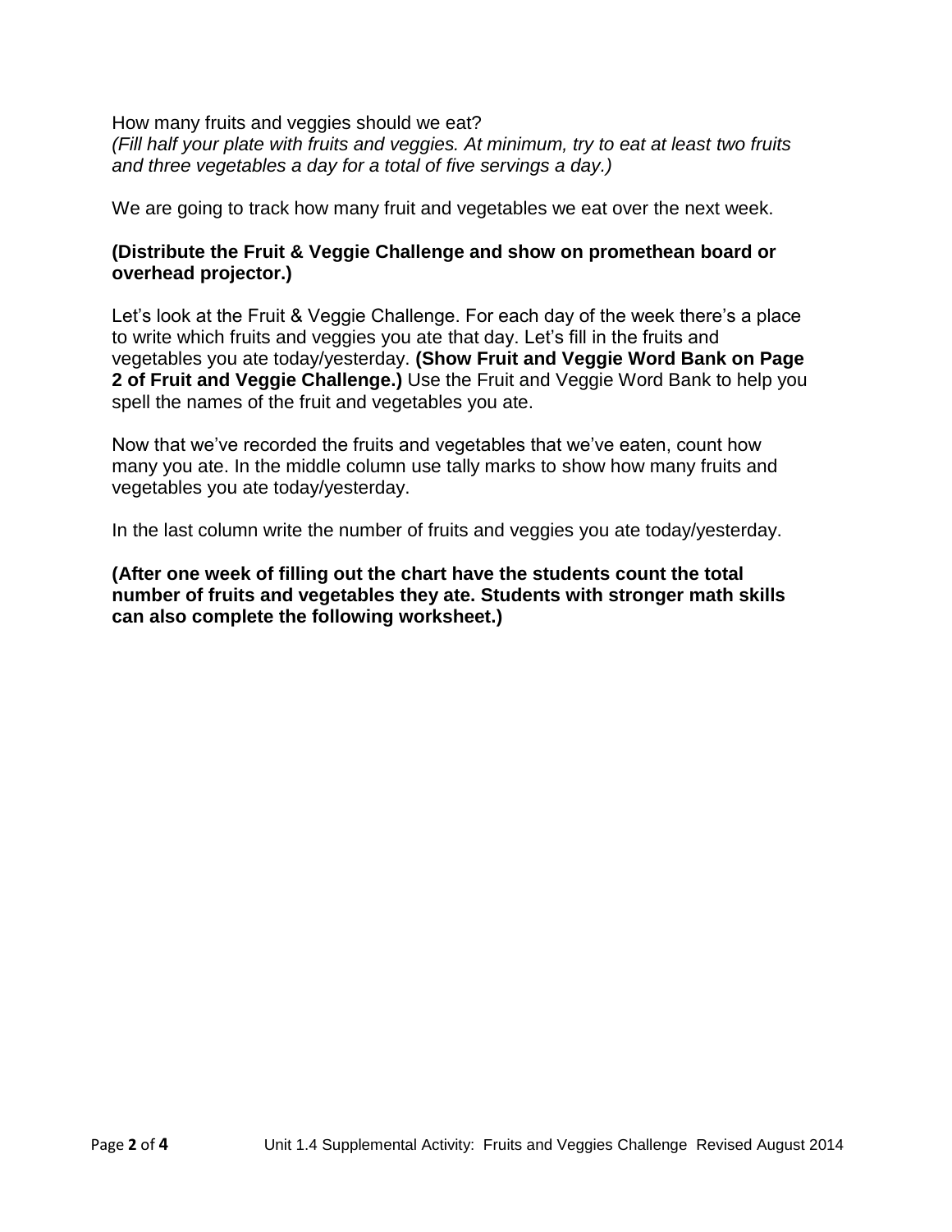How many fruits and veggies should we eat?
*(Fill half your plate with fruits and veggies. At minimum, try to eat at least two fruits and three vegetables a day for a total of five servings a day.)*

We are going to track how many fruit and vegetables we eat over the next week.

**(Distribute the Fruit & Veggie Challenge and show on promethean board or overhead projector.)**

Let's look at the Fruit & Veggie Challenge. For each day of the week there's a place to write which fruits and veggies you ate that day. Let's fill in the fruits and vegetables you ate today/yesterday. **(Show Fruit and Veggie Word Bank on Page 2 of Fruit and Veggie Challenge.)** Use the Fruit and Veggie Word Bank to help you spell the names of the fruit and vegetables you ate.

Now that we've recorded the fruits and vegetables that we've eaten, count how many you ate. In the middle column use tally marks to show how many fruits and vegetables you ate today/yesterday.

In the last column write the number of fruits and veggies you ate today/yesterday.

**(After one week of filling out the chart have the students count the total number of fruits and vegetables they ate. Students with stronger math skills can also complete the following worksheet.)**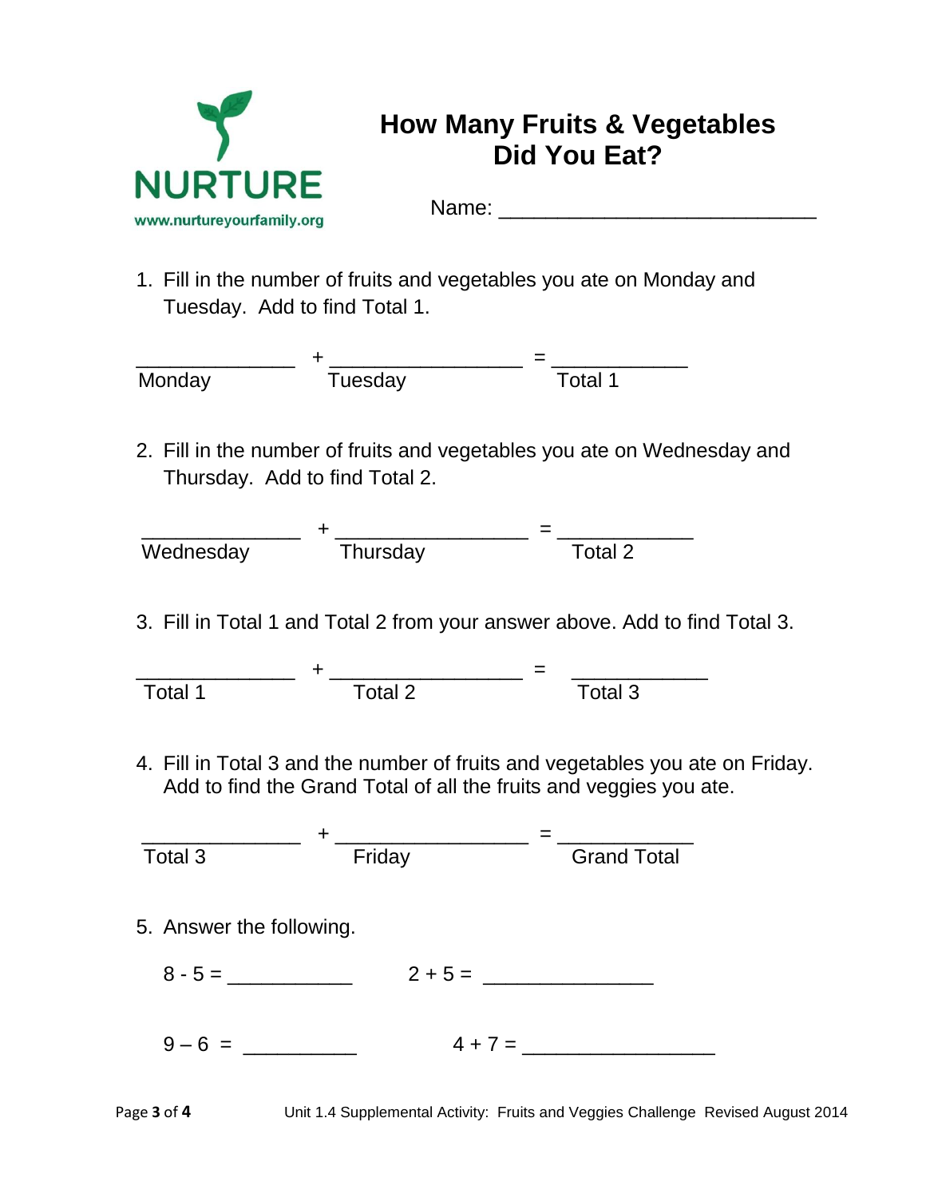NURTURE

www.nurtureyourfamily.org

# How Many Fruits & Vegetables Did You Eat?

Name: ___________________________

1. Fill in the number of fruits and vegetables you ate on Monday and Tuesday. Add to find Total 1.

______________ + _________________ = ____________

Monday Tuesday Total 1

2. Fill in the number of fruits and vegetables you ate on Wednesday and Thursday. Add to find Total 2.

______________ + _________________ = ____________

Wednesday Thursday Total 2

3. Fill in Total 1 and Total 2 from your answer above. Add to find Total 3.

______________ + _________________ = ____________

Total 1 Total 2 Total 3

4. Fill in Total 3 and the number of fruits and vegetables you ate on Friday. Add to find the Grand Total of all the fruits and veggies you ate.

______________ + _________________ = ____________

Total 3 Friday Grand Total

5. Answer the following.

$8 - 5 =$ ___________ $2 + 5 =$ _______________

$9 – 6 =$ __________ $4 + 7 =$ _________________

Unit 1.4 Supplemental Activity: Fruits and Veggies Challenge Revised August 2014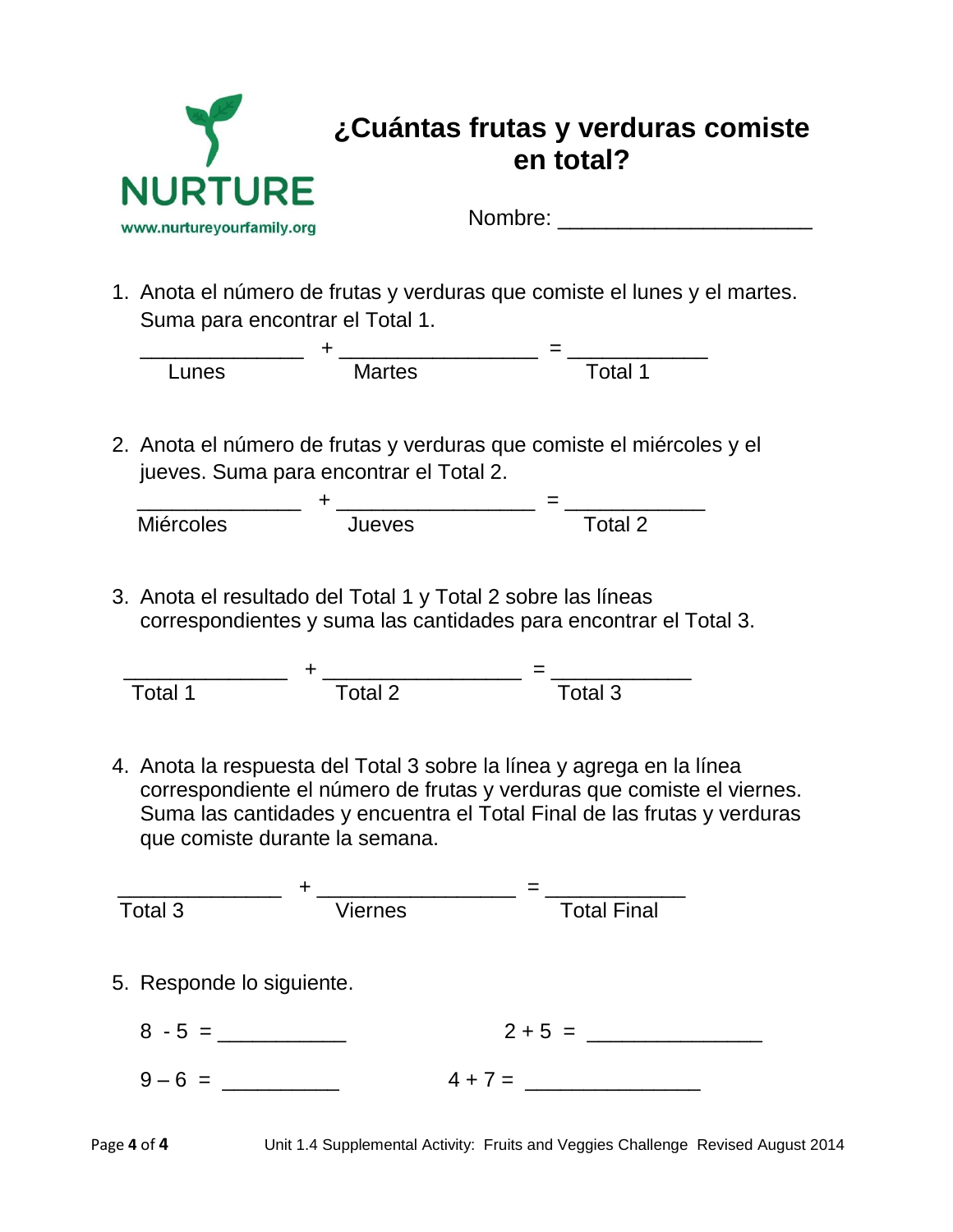NURTURE

www.nurtureyourfamily.org

# ¿Cuántas frutas y verduras comiste en total?

Nombre: ____________________

1. Anota el número de frutas y verduras que comiste el lunes y el martes. Suma para encontrar el Total 1.

   _____________ + ________________ = ___________

   Lunes                    Martes                    Total 1

2. Anota el número de frutas y verduras que comiste el miércoles y el jueves. Suma para encontrar el Total 2.

   _____________ + ________________ = ___________

   Miércoles                Jueves                    Total 2

3. Anota el resultado del Total 1 y Total 2 sobre las líneas correspondientes y suma las cantidades para encontrar el Total 3.

   _____________ + ________________ = ___________

   Total 1                  Total 2                   Total 3

4. Anota la respuesta del Total 3 sobre la línea y agrega en la línea correspondiente el número de frutas y verduras que comiste el viernes. Suma las cantidades y encuentra el Total Final de las frutas y verduras que comiste durante la semana.

   _____________ + ________________ = ___________

   Total 3                  Viernes                   Total Final

5. Responde lo siguiente.

   8 - 5 = __________          2 + 5 = ______________

   9 – 6 = _________          4 + 7 = ______________

Unit 1.4 Supplemental Activity: Fruits and Veggies Challenge Revised August 2014